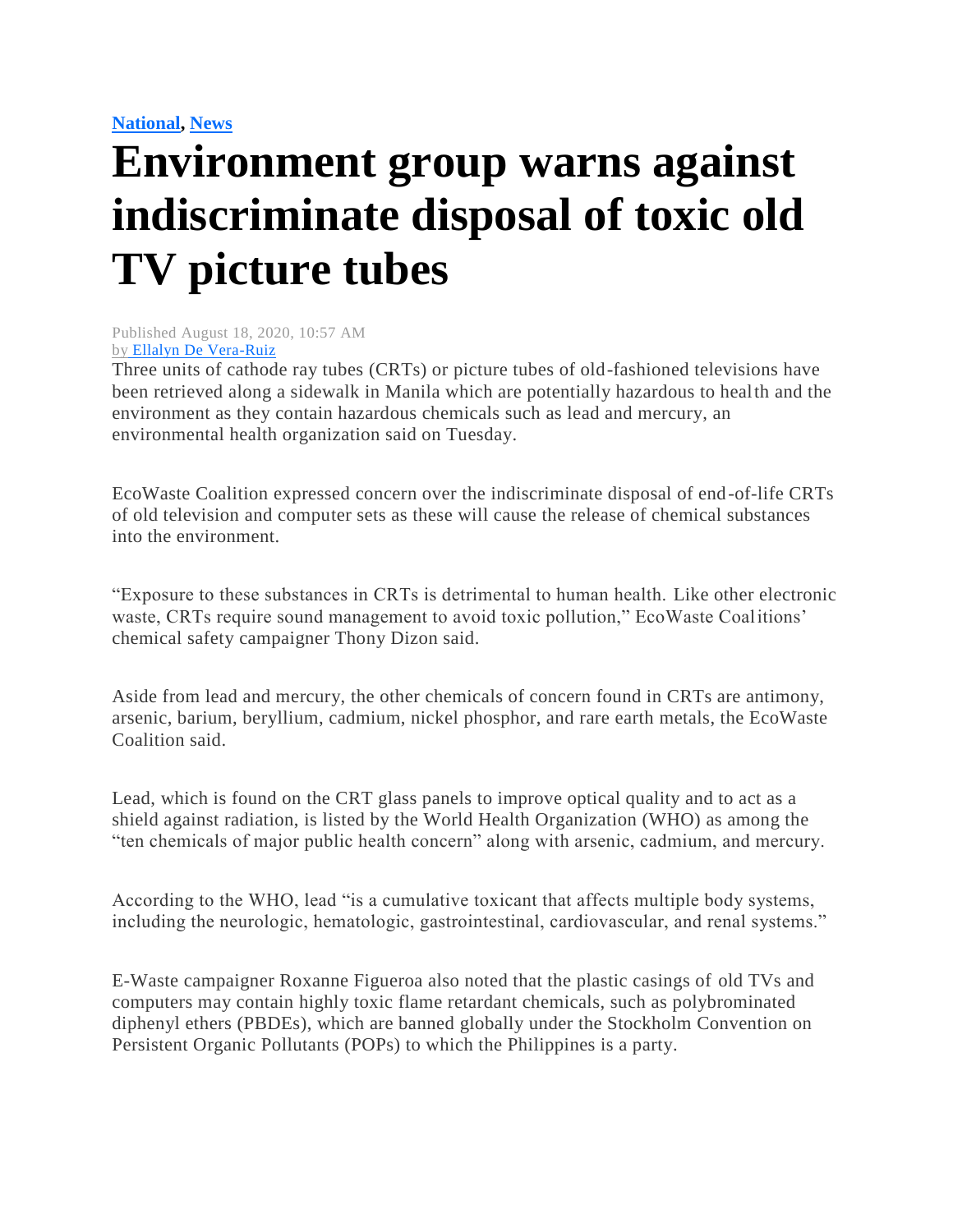[National](#), [News](#)

# Environment group warns against indiscriminate disposal of toxic old TV picture tubes

Published August 18, 2020, 10:57 AM
by [Ellalyn De Vera-Ruiz](#)

Three units of cathode ray tubes (CRTs) or picture tubes of old-fashioned televisions have been retrieved along a sidewalk in Manila which are potentially hazardous to health and the environment as they contain hazardous chemicals such as lead and mercury, an environmental health organization said on Tuesday.

EcoWaste Coalition expressed concern over the indiscriminate disposal of end-of-life CRTs of old television and computer sets as these will cause the release of chemical substances into the environment.

“Exposure to these substances in CRTs is detrimental to human health. Like other electronic waste, CRTs require sound management to avoid toxic pollution,” EcoWaste Coalitions’ chemical safety campaigner Thony Dizon said.

Aside from lead and mercury, the other chemicals of concern found in CRTs are antimony, arsenic, barium, beryllium, cadmium, nickel phosphor, and rare earth metals, the EcoWaste Coalition said.

Lead, which is found on the CRT glass panels to improve optical quality and to act as a shield against radiation, is listed by the World Health Organization (WHO) as among the “ten chemicals of major public health concern” along with arsenic, cadmium, and mercury.

According to the WHO, lead “is a cumulative toxicant that affects multiple body systems, including the neurologic, hematologic, gastrointestinal, cardiovascular, and renal systems.”

E-Waste campaigner Roxanne Figueroa also noted that the plastic casings of old TVs and computers may contain highly toxic flame retardant chemicals, such as polybrominated diphenyl ethers (PBDEs), which are banned globally under the Stockholm Convention on Persistent Organic Pollutants (POPs) to which the Philippines is a party.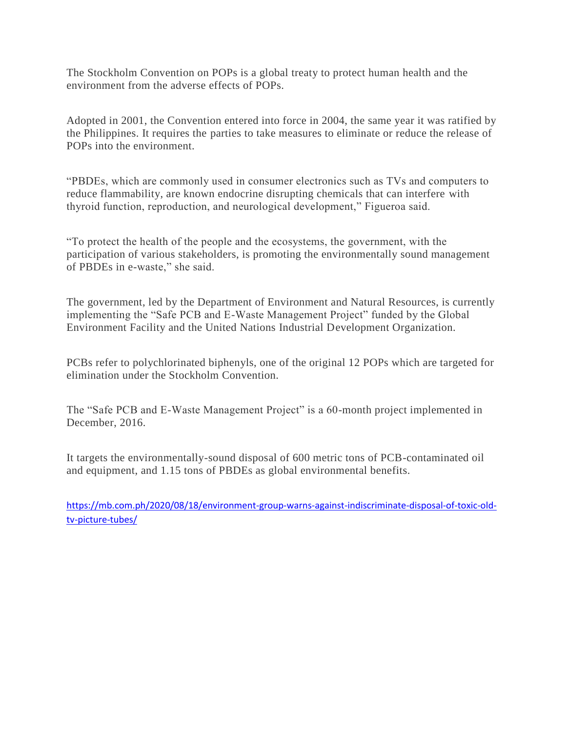The Stockholm Convention on POPs is a global treaty to protect human health and the environment from the adverse effects of POPs.

Adopted in 2001, the Convention entered into force in 2004, the same year it was ratified by the Philippines. It requires the parties to take measures to eliminate or reduce the release of POPs into the environment.

"PBDEs, which are commonly used in consumer electronics such as TVs and computers to reduce flammability, are known endocrine disrupting chemicals that can interfere with thyroid function, reproduction, and neurological development," Figueroa said.

"To protect the health of the people and the ecosystems, the government, with the participation of various stakeholders, is promoting the environmentally sound management of PBDEs in e-waste," she said.

The government, led by the Department of Environment and Natural Resources, is currently implementing the "Safe PCB and E-Waste Management Project" funded by the Global Environment Facility and the United Nations Industrial Development Organization.

PCBs refer to polychlorinated biphenyls, one of the original 12 POPs which are targeted for elimination under the Stockholm Convention.

The "Safe PCB and E-Waste Management Project" is a 60-month project implemented in December, 2016.

It targets the environmentally-sound disposal of 600 metric tons of PCB-contaminated oil and equipment, and 1.15 tons of PBDEs as global environmental benefits.

https://mb.com.ph/2020/08/18/environment-group-warns-against-indiscriminate-disposal-of-toxic-old-tv-picture-tubes/